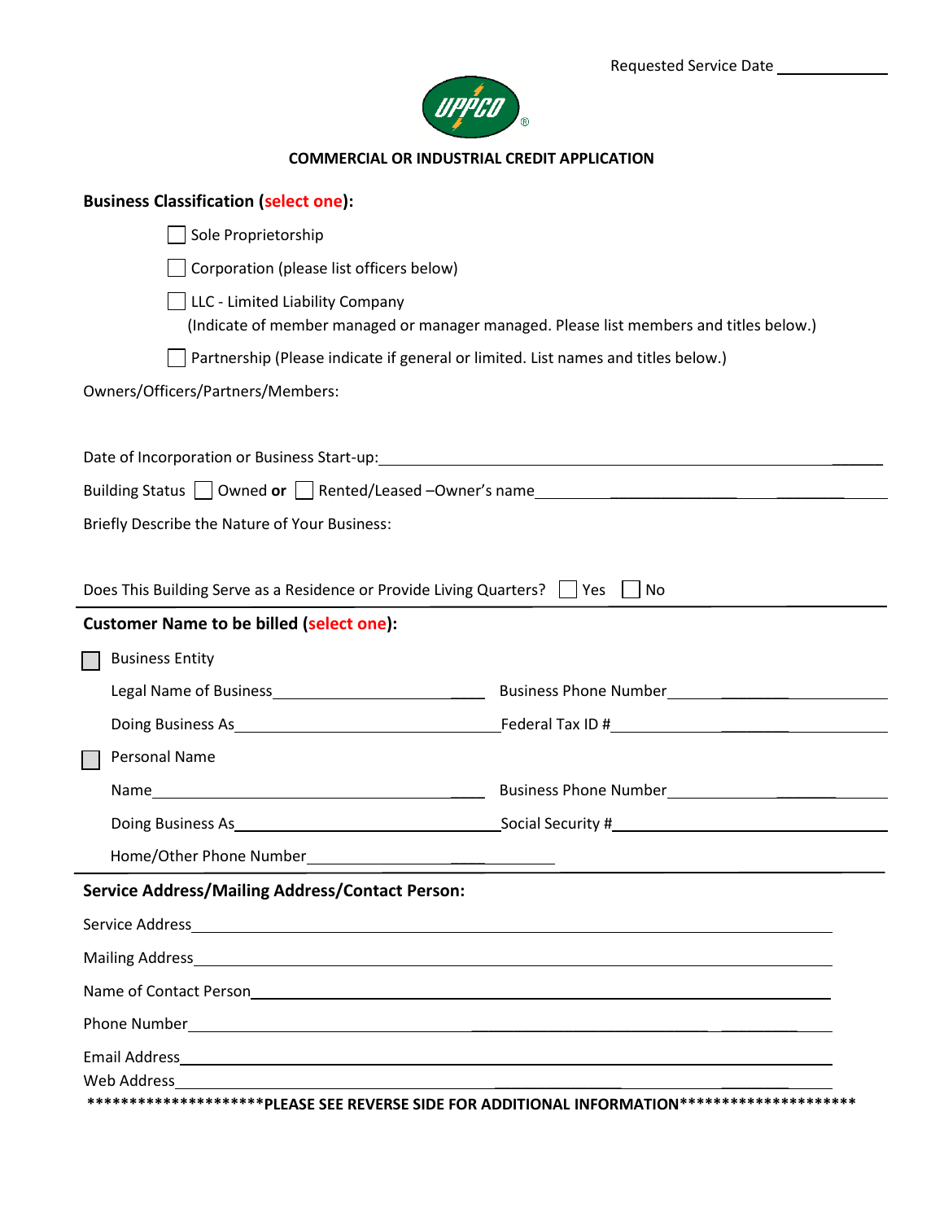Requested Service Date ____________

UPPCO®

## COMMERCIAL OR INDUSTRIAL CREDIT APPLICATION

**Business Classification (select one):**

☐ Sole Proprietorship

☐ Corporation (please list officers below)

☐ LLC - Limited Liability Company
(Indicate of member managed or manager managed. Please list members and titles below.)

☐ Partnership (Please indicate if general or limited. List names and titles below.)

Owners/Officers/Partners/Members:

Date of Incorporation or Business Start-up: ____________________

Building Status ☐ Owned **or** ☐ Rented/Leased –Owner's name ____________________

Briefly Describe the Nature of Your Business:

Does This Building Serve as a Residence or Provide Living Quarters? ☐ Yes ☐ No

**Customer Name to be billed (select one):**

☐ Business Entity

Legal Name of Business ____________________ Business Phone Number ____________________

Doing Business As ____________________ Federal Tax ID # ____________________

☐ Personal Name

Name ____________________ Business Phone Number ____________________

Doing Business As ____________________ Social Security # ____________________

Home/Other Phone Number ____________________

**Service Address/Mailing Address/Contact Person:**

Service Address ____________________

Mailing Address ____________________

Name of Contact Person ____________________

Phone Number ____________________

Email Address ____________________

Web Address ____________________

**********************PLEASE SEE REVERSE SIDE FOR ADDITIONAL INFORMATION**********************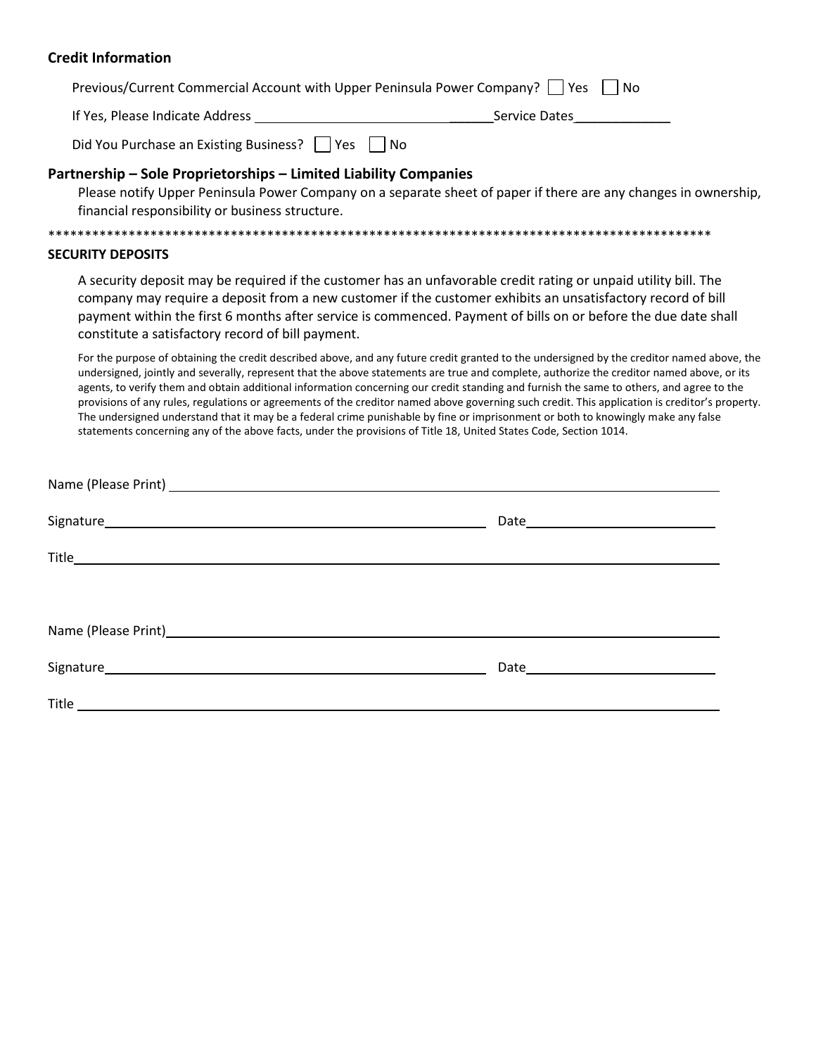### Credit Information

Previous/Current Commercial Account with Upper Peninsula Power Company? ☐ Yes ☐ No

If Yes, Please Indicate Address ________________________________ Service Dates_____________

Did You Purchase an Existing Business? ☐ Yes ☐ No

### Partnership – Sole Proprietorships – Limited Liability Companies

Please notify Upper Peninsula Power Company on a separate sheet of paper if there are any changes in ownership, financial responsibility or business structure.

*********************************************************************************************

### SECURITY DEPOSITS

A security deposit may be required if the customer has an unfavorable credit rating or unpaid utility bill. The company may require a deposit from a new customer if the customer exhibits an unsatisfactory record of bill payment within the first 6 months after service is commenced. Payment of bills on or before the due date shall constitute a satisfactory record of bill payment.

For the purpose of obtaining the credit described above, and any future credit granted to the undersigned by the creditor named above, the undersigned, jointly and severally, represent that the above statements are true and complete, authorize the creditor named above, or its agents, to verify them and obtain additional information concerning our credit standing and furnish the same to others, and agree to the provisions of any rules, regulations or agreements of the creditor named above governing such credit. This application is creditor's property. The undersigned understand that it may be a federal crime punishable by fine or imprisonment or both to knowingly make any false statements concerning any of the above facts, under the provisions of Title 18, United States Code, Section 1014.

Name (Please Print) ____________________________________________

Signature ____________________________________ Date ____________________

Title ____________________________________________

Name (Please Print) ____________________________________________

Signature ____________________________________ Date ____________________

Title ____________________________________________